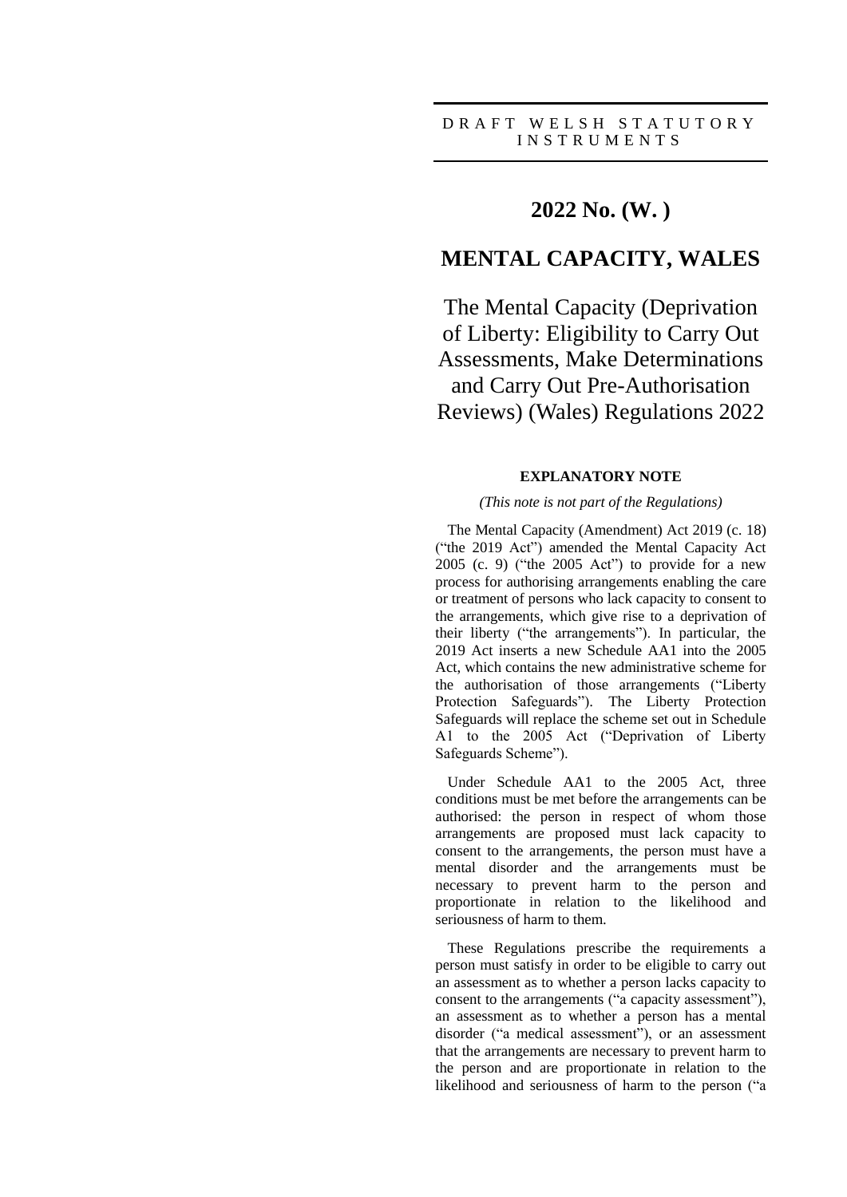DRAFT WELSH STATUTORY INSTRUMENTS

# 2022 No. (W. )

# MENTAL CAPACITY, WALES

## The Mental Capacity (Deprivation of Liberty: Eligibility to Carry Out Assessments, Make Determinations and Carry Out Pre-Authorisation Reviews) (Wales) Regulations 2022

### EXPLANATORY NOTE

*(This note is not part of the Regulations)*

The Mental Capacity (Amendment) Act 2019 (c. 18) ("the 2019 Act") amended the Mental Capacity Act 2005 (c. 9) ("the 2005 Act") to provide for a new process for authorising arrangements enabling the care or treatment of persons who lack capacity to consent to the arrangements, which give rise to a deprivation of their liberty ("the arrangements"). In particular, the 2019 Act inserts a new Schedule AA1 into the 2005 Act, which contains the new administrative scheme for the authorisation of those arrangements ("Liberty Protection Safeguards"). The Liberty Protection Safeguards will replace the scheme set out in Schedule A1 to the 2005 Act ("Deprivation of Liberty Safeguards Scheme").

Under Schedule AA1 to the 2005 Act, three conditions must be met before the arrangements can be authorised: the person in respect of whom those arrangements are proposed must lack capacity to consent to the arrangements, the person must have a mental disorder and the arrangements must be necessary to prevent harm to the person and proportionate in relation to the likelihood and seriousness of harm to them.

These Regulations prescribe the requirements a person must satisfy in order to be eligible to carry out an assessment as to whether a person lacks capacity to consent to the arrangements ("a capacity assessment"), an assessment as to whether a person has a mental disorder ("a medical assessment"), or an assessment that the arrangements are necessary to prevent harm to the person and are proportionate in relation to the likelihood and seriousness of harm to the person ("a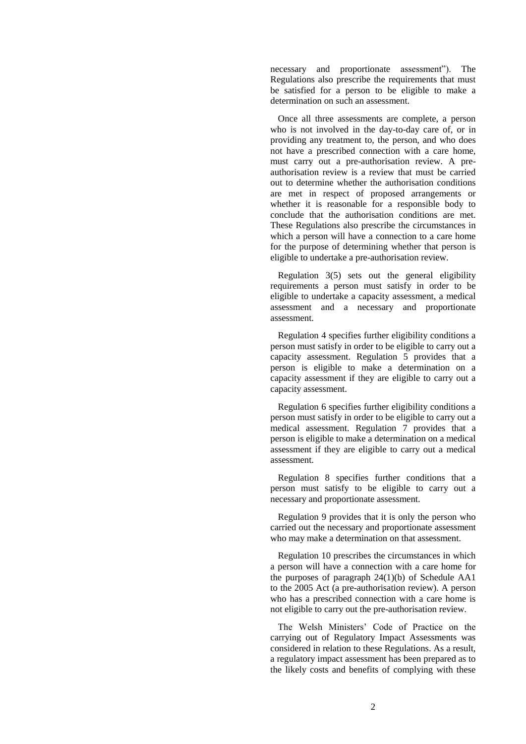necessary and proportionate assessment"). The Regulations also prescribe the requirements that must be satisfied for a person to be eligible to make a determination on such an assessment.

Once all three assessments are complete, a person who is not involved in the day-to-day care of, or in providing any treatment to, the person, and who does not have a prescribed connection with a care home, must carry out a pre-authorisation review. A pre-authorisation review is a review that must be carried out to determine whether the authorisation conditions are met in respect of proposed arrangements or whether it is reasonable for a responsible body to conclude that the authorisation conditions are met. These Regulations also prescribe the circumstances in which a person will have a connection to a care home for the purpose of determining whether that person is eligible to undertake a pre-authorisation review.

Regulation 3(5) sets out the general eligibility requirements a person must satisfy in order to be eligible to undertake a capacity assessment, a medical assessment and a necessary and proportionate assessment.

Regulation 4 specifies further eligibility conditions a person must satisfy in order to be eligible to carry out a capacity assessment. Regulation 5 provides that a person is eligible to make a determination on a capacity assessment if they are eligible to carry out a capacity assessment.

Regulation 6 specifies further eligibility conditions a person must satisfy in order to be eligible to carry out a medical assessment. Regulation 7 provides that a person is eligible to make a determination on a medical assessment if they are eligible to carry out a medical assessment.

Regulation 8 specifies further conditions that a person must satisfy to be eligible to carry out a necessary and proportionate assessment.

Regulation 9 provides that it is only the person who carried out the necessary and proportionate assessment who may make a determination on that assessment.

Regulation 10 prescribes the circumstances in which a person will have a connection with a care home for the purposes of paragraph 24(1)(b) of Schedule AA1 to the 2005 Act (a pre-authorisation review). A person who has a prescribed connection with a care home is not eligible to carry out the pre-authorisation review.

The Welsh Ministers' Code of Practice on the carrying out of Regulatory Impact Assessments was considered in relation to these Regulations. As a result, a regulatory impact assessment has been prepared as to the likely costs and benefits of complying with these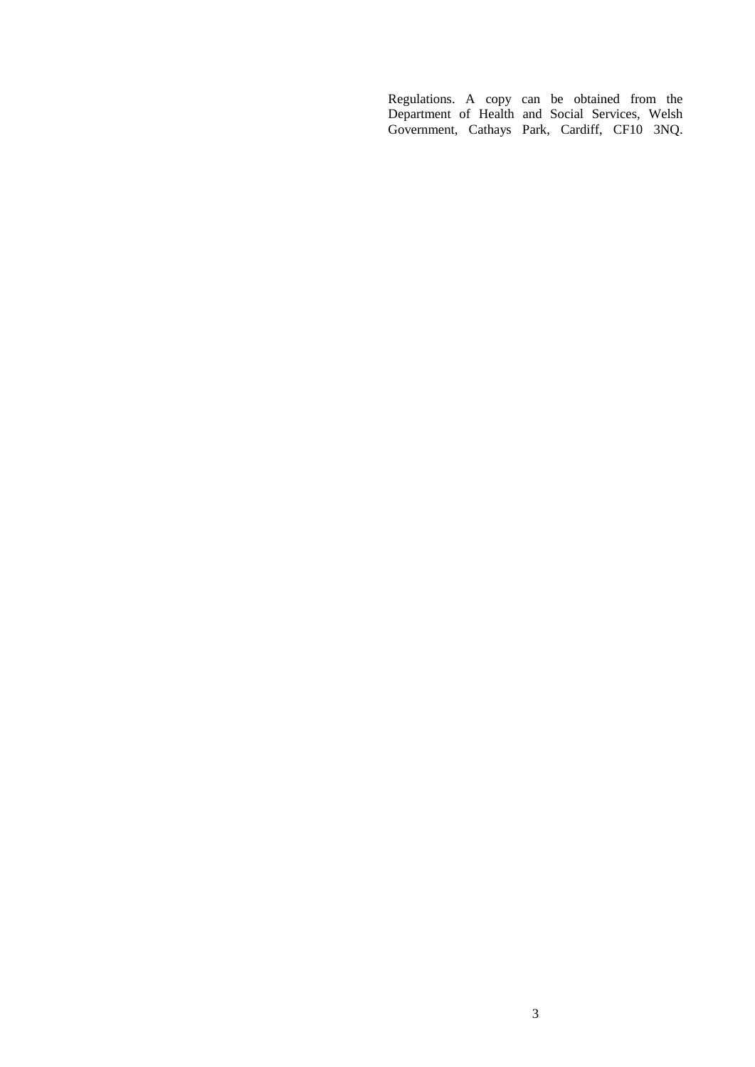Regulations. A copy can be obtained from the Department of Health and Social Services, Welsh Government, Cathays Park, Cardiff, CF10 3NQ.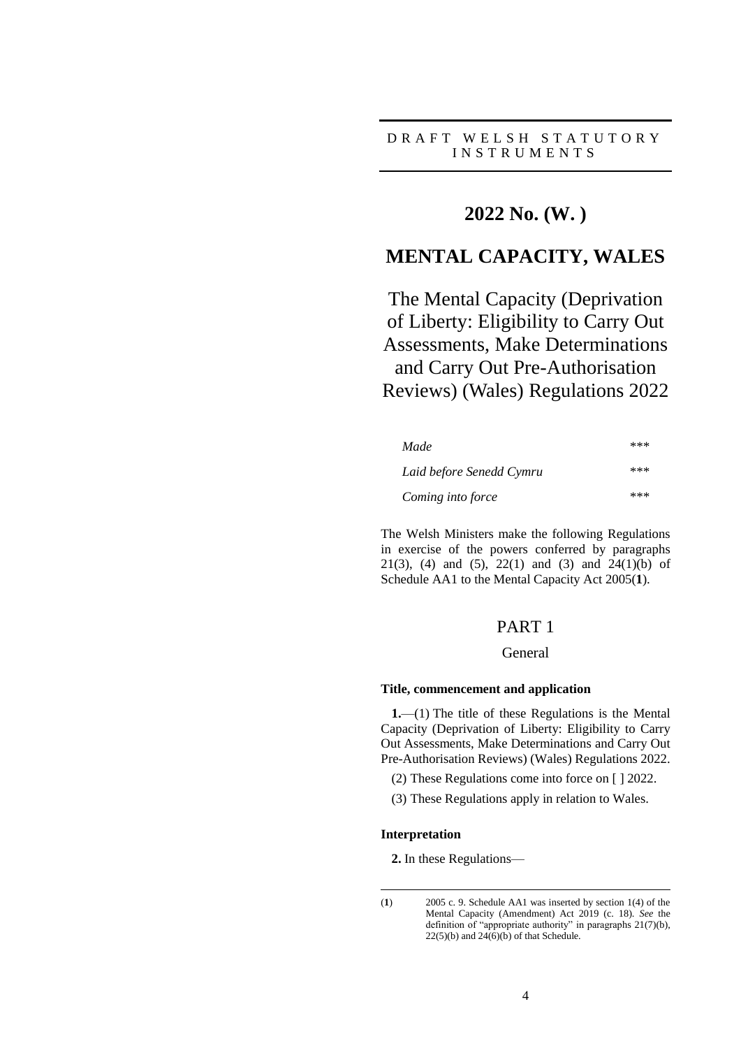DRAFT WELSH STATUTORY INSTRUMENTS

# 2022 No. (W. )

# MENTAL CAPACITY, WALES

## The Mental Capacity (Deprivation of Liberty: Eligibility to Carry Out Assessments, Make Determinations and Carry Out Pre-Authorisation Reviews) (Wales) Regulations 2022

| | |
|---|---|
| *Made* | *** |
| *Laid before Senedd Cymru* | *** |
| *Coming into force* | *** |

The Welsh Ministers make the following Regulations in exercise of the powers conferred by paragraphs 21(3), (4) and (5), 22(1) and (3) and 24(1)(b) of Schedule AA1 to the Mental Capacity Act 2005([1]).

## PART 1

### General

#### Title, commencement and application

**1.**—(1) The title of these Regulations is the Mental Capacity (Deprivation of Liberty: Eligibility to Carry Out Assessments, Make Determinations and Carry Out Pre-Authorisation Reviews) (Wales) Regulations 2022.

(2) These Regulations come into force on [ ] 2022.

(3) These Regulations apply in relation to Wales.

#### Interpretation

**2.** In these Regulations—

---

([1]) 2005 c. 9. Schedule AA1 was inserted by section 1(4) of the Mental Capacity (Amendment) Act 2019 (c. 18). *See* the definition of "appropriate authority" in paragraphs 21(7)(b), 22(5)(b) and 24(6)(b) of that Schedule.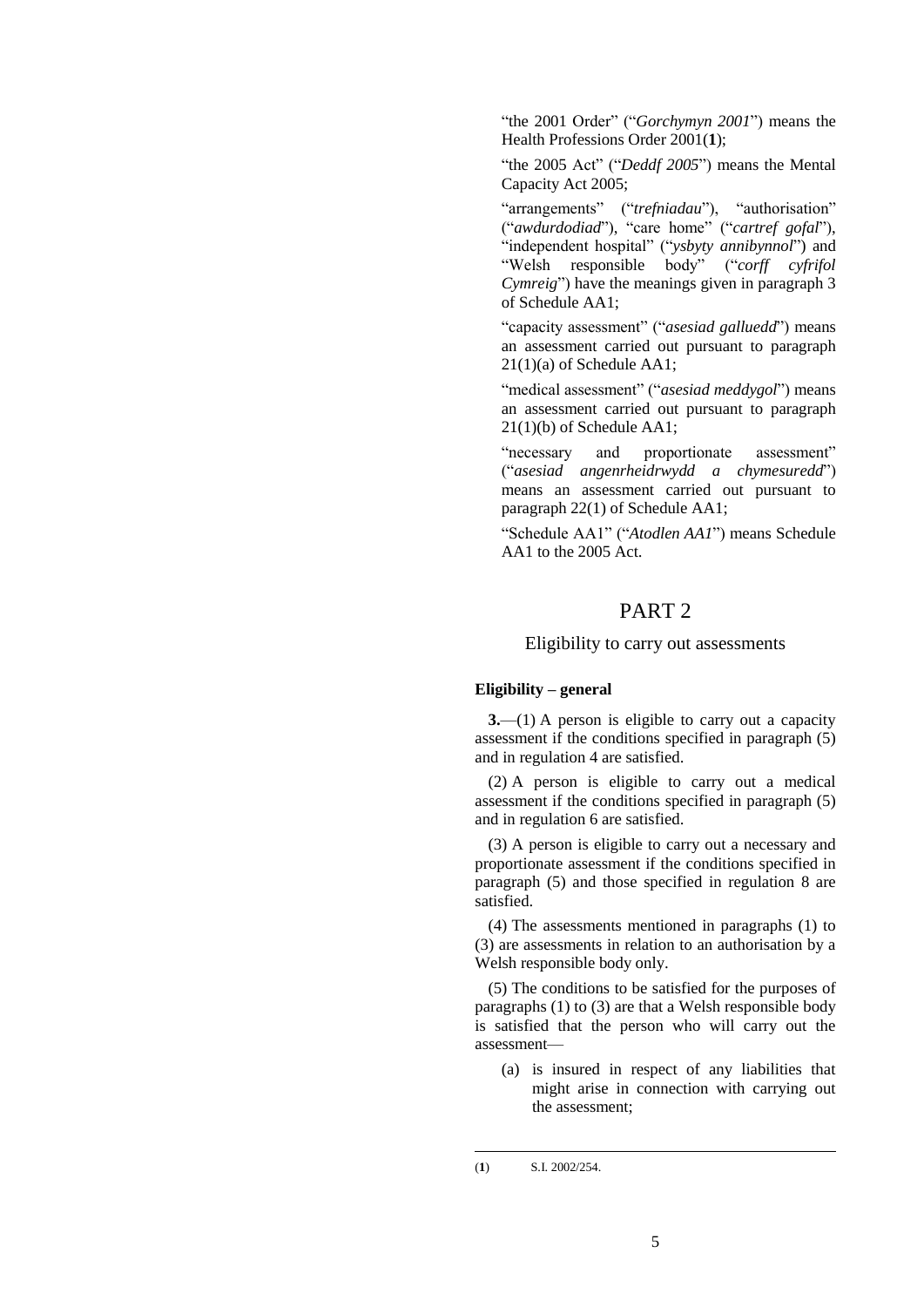"the 2001 Order" ("*Gorchymyn 2001*") means the Health Professions Order 2001([1]);

"the 2005 Act" ("*Deddf 2005*") means the Mental Capacity Act 2005;

"arrangements" ("*trefniadau*"), "authorisation" ("*awdurdodiad*"), "care home" ("*cartref gofal*"), "independent hospital" ("*ysbyty annibynnol*") and "Welsh responsible body" ("*corff cyfrifol Cymreig*") have the meanings given in paragraph 3 of Schedule AA1;

"capacity assessment" ("*asesiad galluedd*") means an assessment carried out pursuant to paragraph 21(1)(a) of Schedule AA1;

"medical assessment" ("*asesiad meddygol*") means an assessment carried out pursuant to paragraph 21(1)(b) of Schedule AA1;

"necessary and proportionate assessment" ("*asesiad angenrheidrwydd a chymesuredd*") means an assessment carried out pursuant to paragraph 22(1) of Schedule AA1;

"Schedule AA1" ("*Atodlen AA1*") means Schedule AA1 to the 2005 Act.

# PART 2

## Eligibility to carry out assessments

### Eligibility – general

**3.**—(1) A person is eligible to carry out a capacity assessment if the conditions specified in paragraph (5) and in regulation 4 are satisfied.

(2) A person is eligible to carry out a medical assessment if the conditions specified in paragraph (5) and in regulation 6 are satisfied.

(3) A person is eligible to carry out a necessary and proportionate assessment if the conditions specified in paragraph (5) and those specified in regulation 8 are satisfied.

(4) The assessments mentioned in paragraphs (1) to (3) are assessments in relation to an authorisation by a Welsh responsible body only.

(5) The conditions to be satisfied for the purposes of paragraphs (1) to (3) are that a Welsh responsible body is satisfied that the person who will carry out the assessment—

(a) is insured in respect of any liabilities that might arise in connection with carrying out the assessment;

---

([1]) S.I. 2002/254.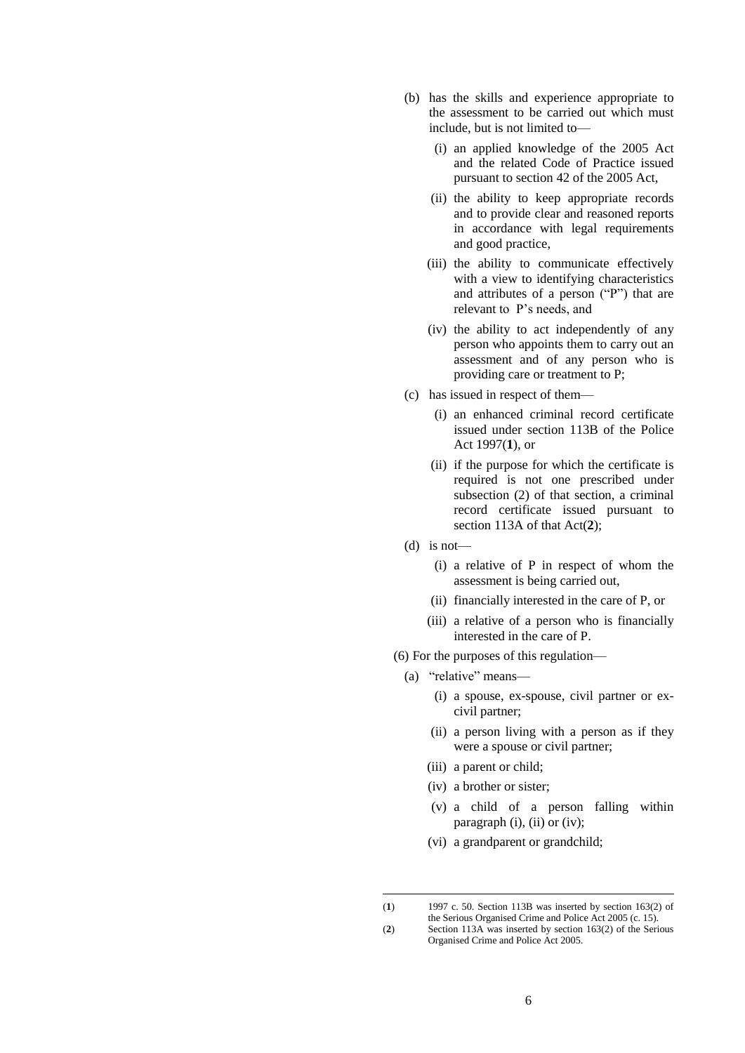(b) has the skills and experience appropriate to the assessment to be carried out which must include, but is not limited to—

   (i) an applied knowledge of the 2005 Act and the related Code of Practice issued pursuant to section 42 of the 2005 Act,

   (ii) the ability to keep appropriate records and to provide clear and reasoned reports in accordance with legal requirements and good practice,

   (iii) the ability to communicate effectively with a view to identifying characteristics and attributes of a person ("P") that are relevant to P's needs, and

   (iv) the ability to act independently of any person who appoints them to carry out an assessment and of any person who is providing care or treatment to P;

(c) has issued in respect of them—

   (i) an enhanced criminal record certificate issued under section 113B of the Police Act 1997(**1**), or

   (ii) if the purpose for which the certificate is required is not one prescribed under subsection (2) of that section, a criminal record certificate issued pursuant to section 113A of that Act(**2**);

(d) is not—

   (i) a relative of P in respect of whom the assessment is being carried out,

   (ii) financially interested in the care of P, or

   (iii) a relative of a person who is financially interested in the care of P.

(6) For the purposes of this regulation—

(a) "relative" means—

   (i) a spouse, ex-spouse, civil partner or ex-civil partner;

   (ii) a person living with a person as if they were a spouse or civil partner;

   (iii) a parent or child;

   (iv) a brother or sister;

   (v) a child of a person falling within paragraph (i), (ii) or (iv);

   (vi) a grandparent or grandchild;

---

(**1**) 1997 c. 50. Section 113B was inserted by section 163(2) of the Serious Organised Crime and Police Act 2005 (c. 15).

(**2**) Section 113A was inserted by section 163(2) of the Serious Organised Crime and Police Act 2005.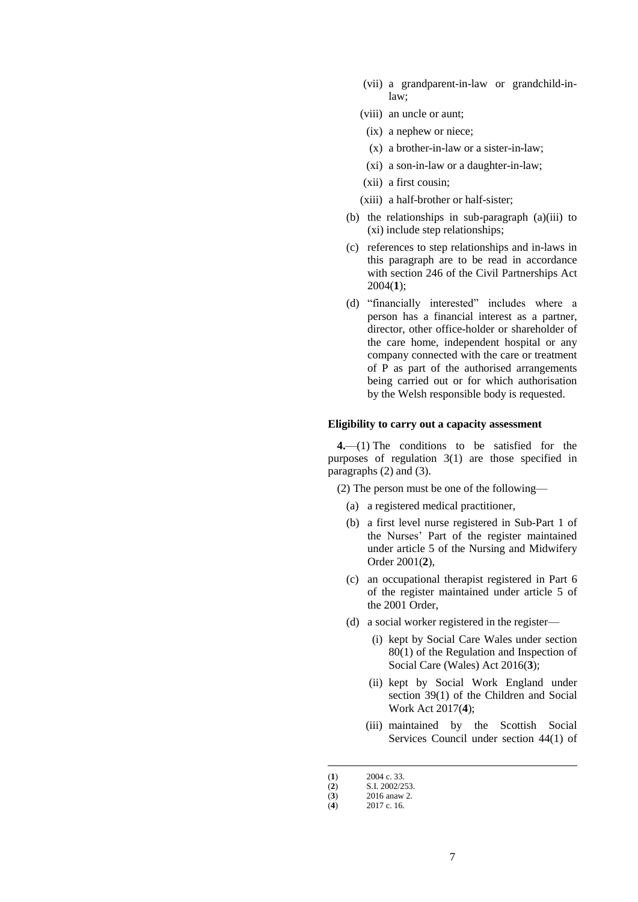(vii) a grandparent-in-law or grandchild-in-law;

(viii) an uncle or aunt;

(ix) a nephew or niece;

(x) a brother-in-law or a sister-in-law;

(xi) a son-in-law or a daughter-in-law;

(xii) a first cousin;

(xiii) a half-brother or half-sister;

(b) the relationships in sub-paragraph (a)(iii) to (xi) include step relationships;

(c) references to step relationships and in-laws in this paragraph are to be read in accordance with section 246 of the Civil Partnerships Act 2004(**1**);

(d) "financially interested" includes where a person has a financial interest as a partner, director, other office-holder or shareholder of the care home, independent hospital or any company connected with the care or treatment of P as part of the authorised arrangements being carried out or for which authorisation by the Welsh responsible body is requested.

**Eligibility to carry out a capacity assessment**

**4.**—(1) The conditions to be satisfied for the purposes of regulation 3(1) are those specified in paragraphs (2) and (3).

(2) The person must be one of the following—

(a) a registered medical practitioner,

(b) a first level nurse registered in Sub-Part 1 of the Nurses' Part of the register maintained under article 5 of the Nursing and Midwifery Order 2001(**2**),

(c) an occupational therapist registered in Part 6 of the register maintained under article 5 of the 2001 Order,

(d) a social worker registered in the register—

(i) kept by Social Care Wales under section 80(1) of the Regulation and Inspection of Social Care (Wales) Act 2016(**3**);

(ii) kept by Social Work England under section 39(1) of the Children and Social Work Act 2017(**4**);

(iii) maintained by the Scottish Social Services Council under section 44(1) of

(**1**) 2004 c. 33.
(**2**) S.I. 2002/253.
(**3**) 2016 anaw 2.
(**4**) 2017 c. 16.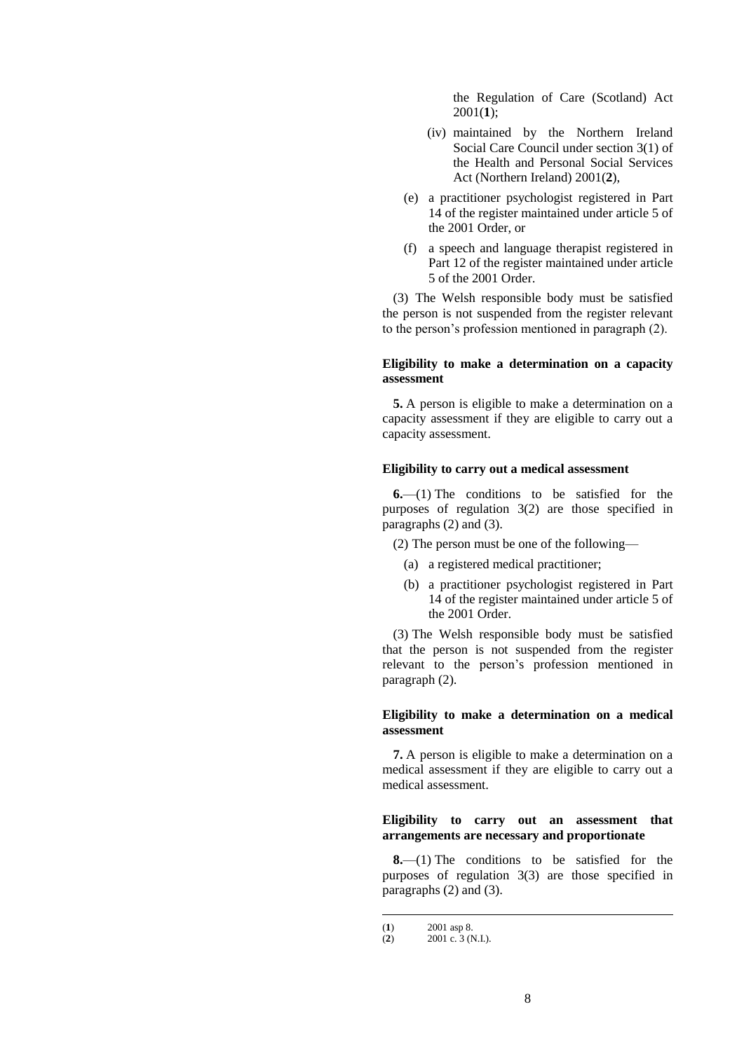the Regulation of Care (Scotland) Act 2001[1];

(iv) maintained by the Northern Ireland Social Care Council under section 3(1) of the Health and Personal Social Services Act (Northern Ireland) 2001[2],

(e) a practitioner psychologist registered in Part 14 of the register maintained under article 5 of the 2001 Order, or

(f) a speech and language therapist registered in Part 12 of the register maintained under article 5 of the 2001 Order.

(3) The Welsh responsible body must be satisfied the person is not suspended from the register relevant to the person's profession mentioned in paragraph (2).

**Eligibility to make a determination on a capacity assessment**

**5.** A person is eligible to make a determination on a capacity assessment if they are eligible to carry out a capacity assessment.

**Eligibility to carry out a medical assessment**

**6.**—(1) The conditions to be satisfied for the purposes of regulation 3(2) are those specified in paragraphs (2) and (3).

(2) The person must be one of the following—

(a) a registered medical practitioner;

(b) a practitioner psychologist registered in Part 14 of the register maintained under article 5 of the 2001 Order.

(3) The Welsh responsible body must be satisfied that the person is not suspended from the register relevant to the person's profession mentioned in paragraph (2).

**Eligibility to make a determination on a medical assessment**

**7.** A person is eligible to make a determination on a medical assessment if they are eligible to carry out a medical assessment.

**Eligibility to carry out an assessment that arrangements are necessary and proportionate**

**8.**—(1) The conditions to be satisfied for the purposes of regulation 3(3) are those specified in paragraphs (2) and (3).

---

(**1**) 2001 asp 8.

(**2**) 2001 c. 3 (N.I.).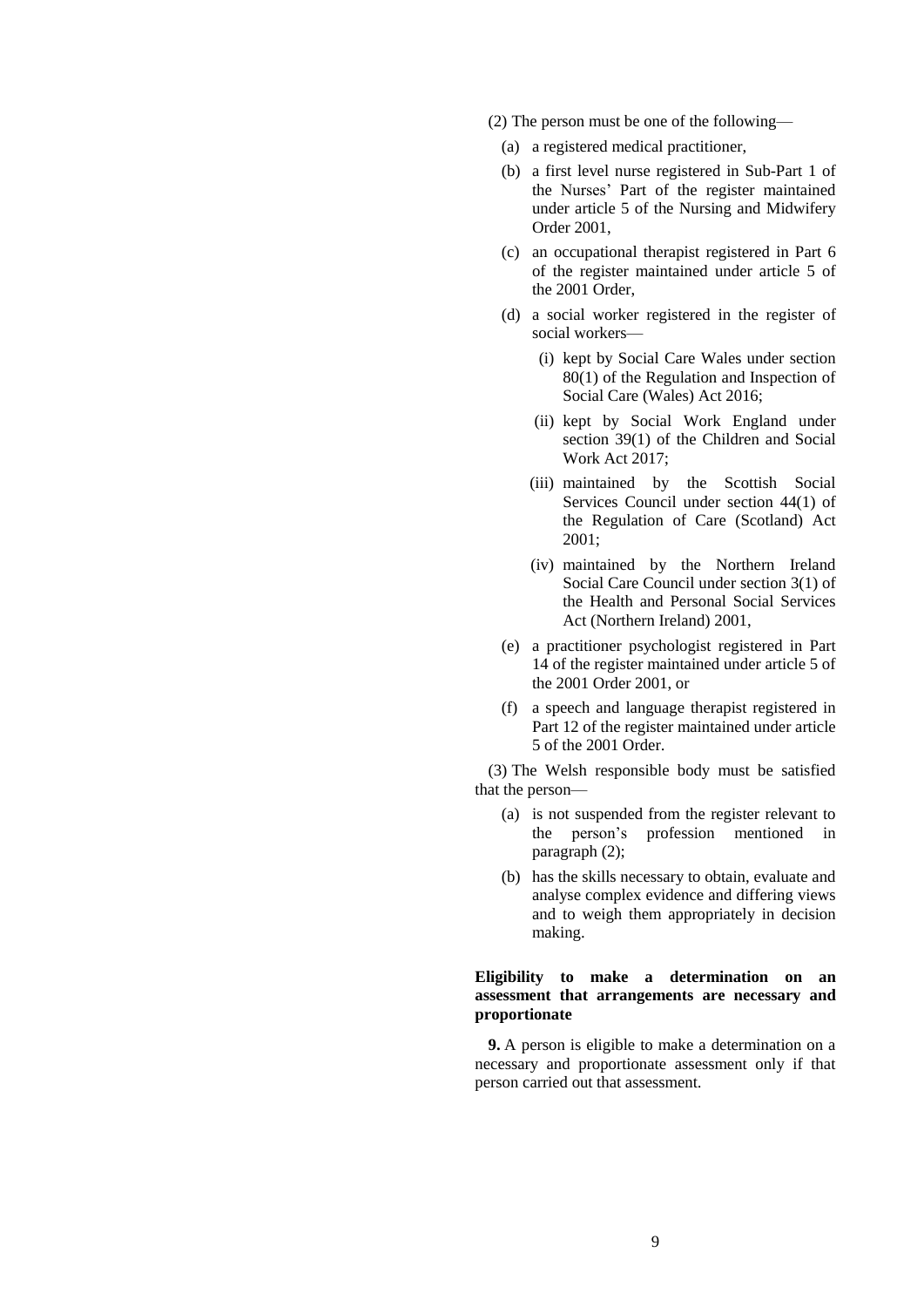(2) The person must be one of the following—

(a) a registered medical practitioner,

(b) a first level nurse registered in Sub-Part 1 of the Nurses' Part of the register maintained under article 5 of the Nursing and Midwifery Order 2001,

(c) an occupational therapist registered in Part 6 of the register maintained under article 5 of the 2001 Order,

(d) a social worker registered in the register of social workers—

(i) kept by Social Care Wales under section 80(1) of the Regulation and Inspection of Social Care (Wales) Act 2016;

(ii) kept by Social Work England under section 39(1) of the Children and Social Work Act 2017;

(iii) maintained by the Scottish Social Services Council under section 44(1) of the Regulation of Care (Scotland) Act 2001;

(iv) maintained by the Northern Ireland Social Care Council under section 3(1) of the Health and Personal Social Services Act (Northern Ireland) 2001,

(e) a practitioner psychologist registered in Part 14 of the register maintained under article 5 of the 2001 Order 2001, or

(f) a speech and language therapist registered in Part 12 of the register maintained under article 5 of the 2001 Order.

(3) The Welsh responsible body must be satisfied that the person—

(a) is not suspended from the register relevant to the person's profession mentioned in paragraph (2);

(b) has the skills necessary to obtain, evaluate and analyse complex evidence and differing views and to weigh them appropriately in decision making.

**Eligibility to make a determination on an assessment that arrangements are necessary and proportionate**

**9.** A person is eligible to make a determination on a necessary and proportionate assessment only if that person carried out that assessment.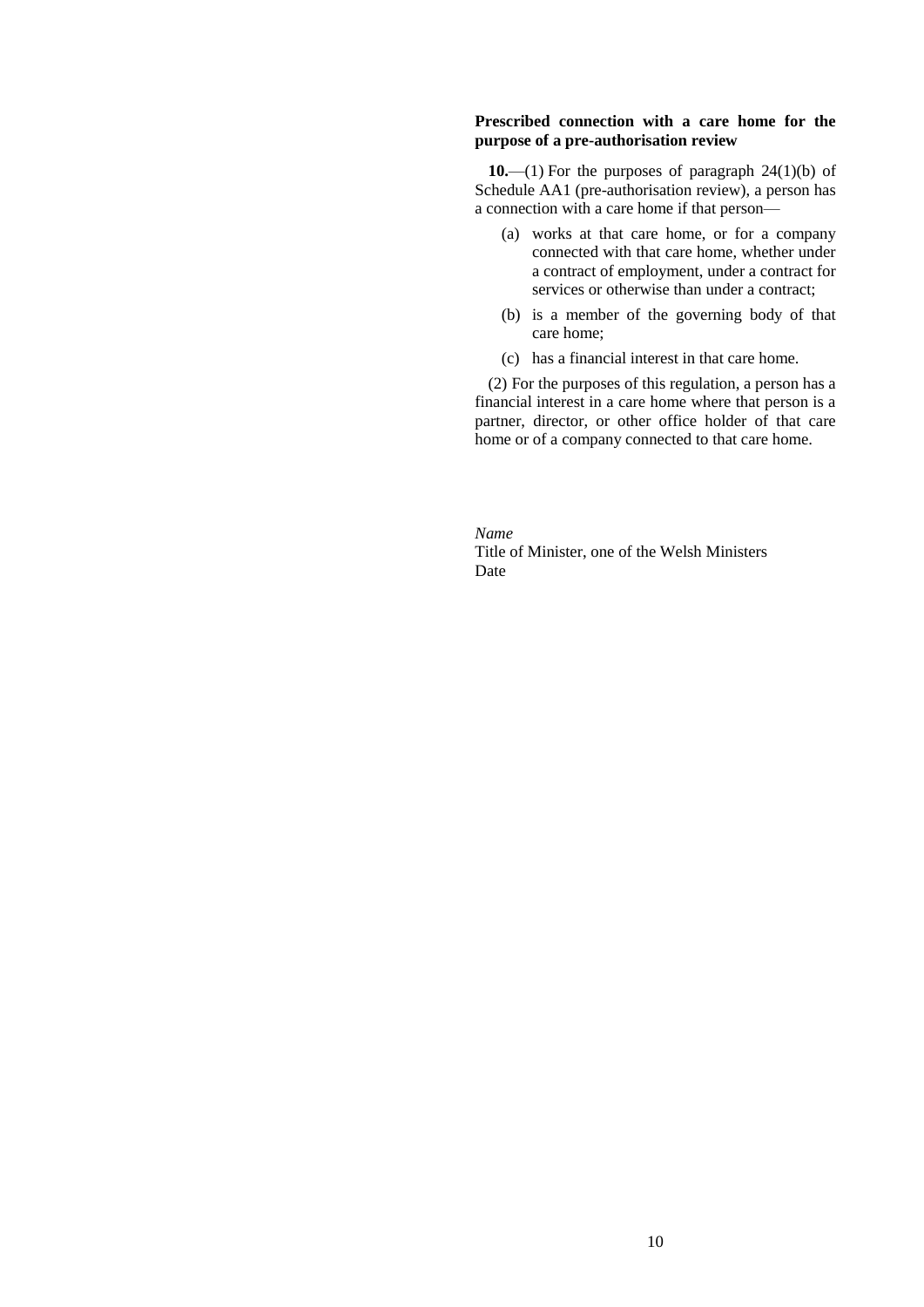### Prescribed connection with a care home for the purpose of a pre-authorisation review

**10.**—(1) For the purposes of paragraph 24(1)(b) of Schedule AA1 (pre-authorisation review), a person has a connection with a care home if that person—

(a) works at that care home, or for a company connected with that care home, whether under a contract of employment, under a contract for services or otherwise than under a contract;

(b) is a member of the governing body of that care home;

(c) has a financial interest in that care home.

(2) For the purposes of this regulation, a person has a financial interest in a care home where that person is a partner, director, or other office holder of that care home or of a company connected to that care home.

*Name*
Title of Minister, one of the Welsh Ministers
Date